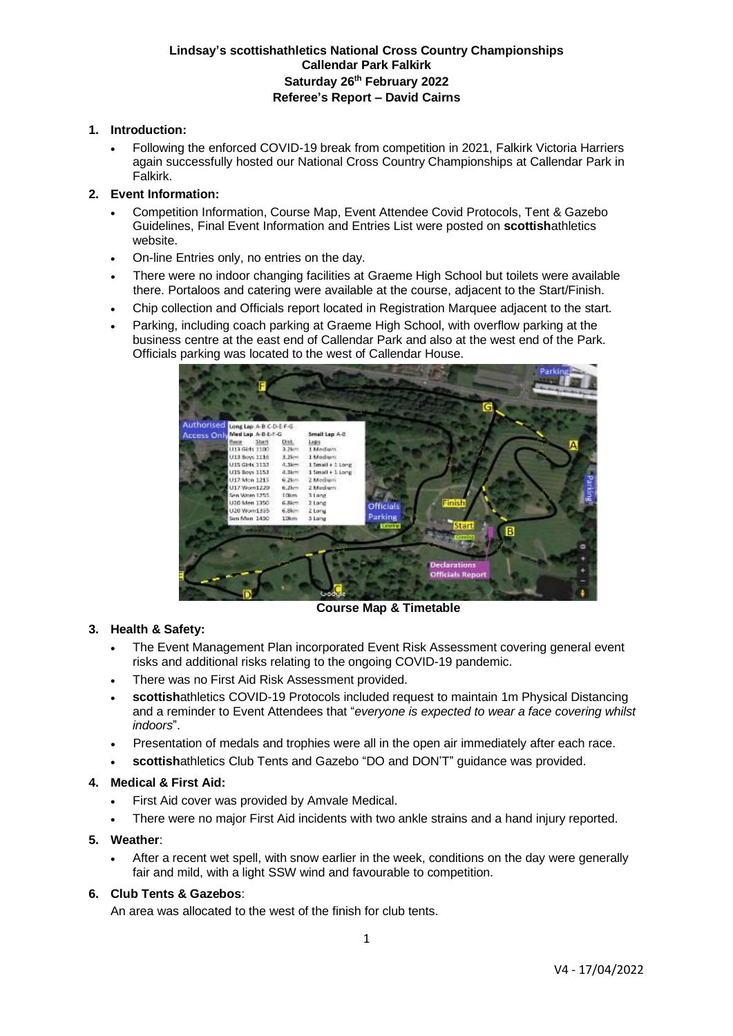**Lindsay's scottishathletics National Cross Country Championships**
**Callendar Park Falkirk**
**Saturday 26th February 2022**
**Referee's Report – David Cairns**

## 1. Introduction:

- Following the enforced COVID-19 break from competition in 2021, Falkirk Victoria Harriers again successfully hosted our National Cross Country Championships at Callendar Park in Falkirk.

## 2. Event Information:

- Competition Information, Course Map, Event Attendee Covid Protocols, Tent & Gazebo Guidelines, Final Event Information and Entries List were posted on **scottish**athletics website.
- On-line Entries only, no entries on the day.
- There were no indoor changing facilities at Graeme High School but toilets were available there. Portaloos and catering were available at the course, adjacent to the Start/Finish.
- Chip collection and Officials report located in Registration Marquee adjacent to the start.
- Parking, including coach parking at Graeme High School, with overflow parking at the business centre at the east end of Callendar Park and also at the west end of the Park. Officials parking was located to the west of Callendar House.

**Course Map & Timetable**

## 3. Health & Safety:

- The Event Management Plan incorporated Event Risk Assessment covering general event risks and additional risks relating to the ongoing COVID-19 pandemic.
- There was no First Aid Risk Assessment provided.
- **scottish**athletics COVID-19 Protocols included request to maintain 1m Physical Distancing and a reminder to Event Attendees that "*everyone is expected to wear a face covering whilst indoors*".
- Presentation of medals and trophies were all in the open air immediately after each race.
- **scottish**athletics Club Tents and Gazebo "DO and DON'T" guidance was provided.

## 4. Medical & First Aid:

- First Aid cover was provided by Amvale Medical.
- There were no major First Aid incidents with two ankle strains and a hand injury reported.

## 5. Weather:

- After a recent wet spell, with snow earlier in the week, conditions on the day were generally fair and mild, with a light SSW wind and favourable to competition.

## 6. Club Tents & Gazebos:

An area was allocated to the west of the finish for club tents.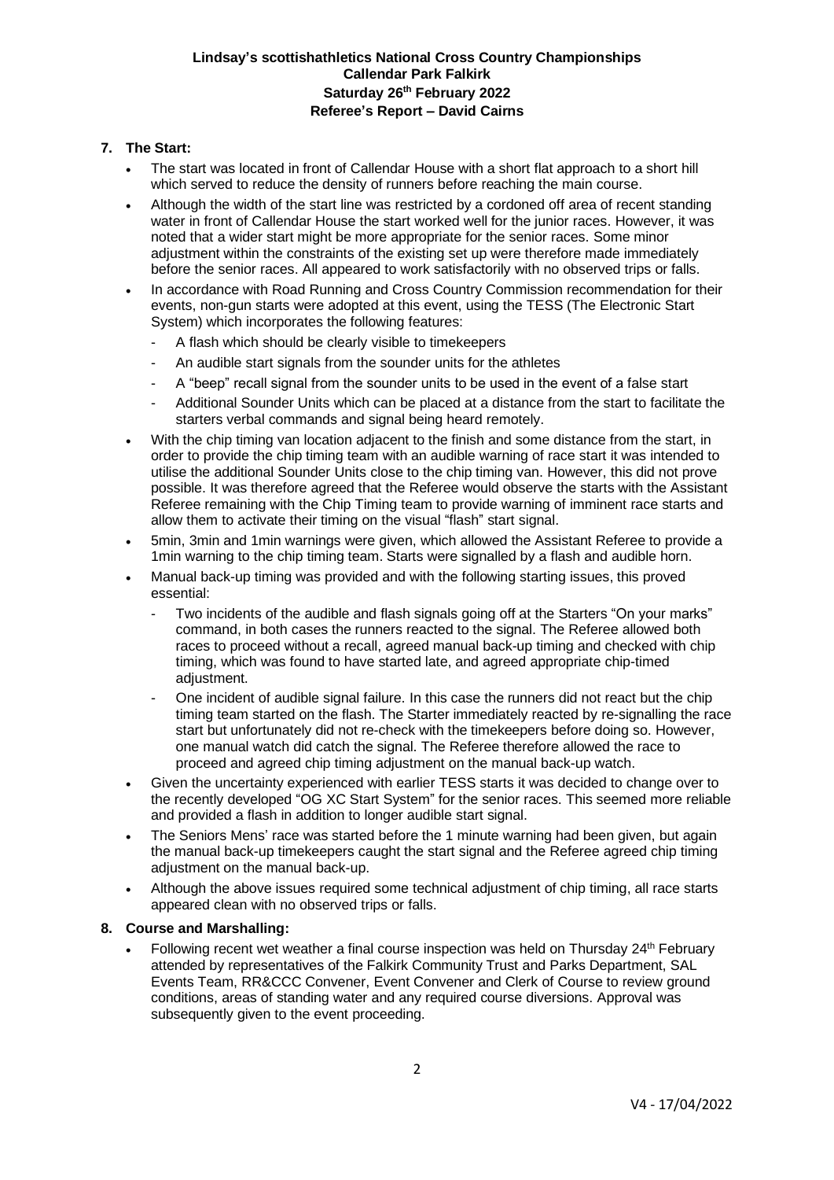**Lindsay's scottishathletics National Cross Country Championships**
**Callendar Park Falkirk**
**Saturday 26th February 2022**
**Referee's Report – David Cairns**

## 7. The Start:

- The start was located in front of Callendar House with a short flat approach to a short hill which served to reduce the density of runners before reaching the main course.
- Although the width of the start line was restricted by a cordoned off area of recent standing water in front of Callendar House the start worked well for the junior races. However, it was noted that a wider start might be more appropriate for the senior races. Some minor adjustment within the constraints of the existing set up were therefore made immediately before the senior races. All appeared to work satisfactorily with no observed trips or falls.
- In accordance with Road Running and Cross Country Commission recommendation for their events, non-gun starts were adopted at this event, using the TESS (The Electronic Start System) which incorporates the following features:
  - A flash which should be clearly visible to timekeepers
  - An audible start signals from the sounder units for the athletes
  - A "beep" recall signal from the sounder units to be used in the event of a false start
  - Additional Sounder Units which can be placed at a distance from the start to facilitate the starters verbal commands and signal being heard remotely.
- With the chip timing van location adjacent to the finish and some distance from the start, in order to provide the chip timing team with an audible warning of race start it was intended to utilise the additional Sounder Units close to the chip timing van. However, this did not prove possible. It was therefore agreed that the Referee would observe the starts with the Assistant Referee remaining with the Chip Timing team to provide warning of imminent race starts and allow them to activate their timing on the visual "flash" start signal.
- 5min, 3min and 1min warnings were given, which allowed the Assistant Referee to provide a 1min warning to the chip timing team. Starts were signalled by a flash and audible horn.
- Manual back-up timing was provided and with the following starting issues, this proved essential:
  - Two incidents of the audible and flash signals going off at the Starters "On your marks" command, in both cases the runners reacted to the signal. The Referee allowed both races to proceed without a recall, agreed manual back-up timing and checked with chip timing, which was found to have started late, and agreed appropriate chip-timed adjustment.
  - One incident of audible signal failure. In this case the runners did not react but the chip timing team started on the flash. The Starter immediately reacted by re-signalling the race start but unfortunately did not re-check with the timekeepers before doing so. However, one manual watch did catch the signal. The Referee therefore allowed the race to proceed and agreed chip timing adjustment on the manual back-up watch.
- Given the uncertainty experienced with earlier TESS starts it was decided to change over to the recently developed "OG XC Start System" for the senior races. This seemed more reliable and provided a flash in addition to longer audible start signal.
- The Seniors Mens' race was started before the 1 minute warning had been given, but again the manual back-up timekeepers caught the start signal and the Referee agreed chip timing adjustment on the manual back-up.
- Although the above issues required some technical adjustment of chip timing, all race starts appeared clean with no observed trips or falls.

## 8. Course and Marshalling:

- Following recent wet weather a final course inspection was held on Thursday 24th February attended by representatives of the Falkirk Community Trust and Parks Department, SAL Events Team, RR&CCC Convener, Event Convener and Clerk of Course to review ground conditions, areas of standing water and any required course diversions. Approval was subsequently given to the event proceeding.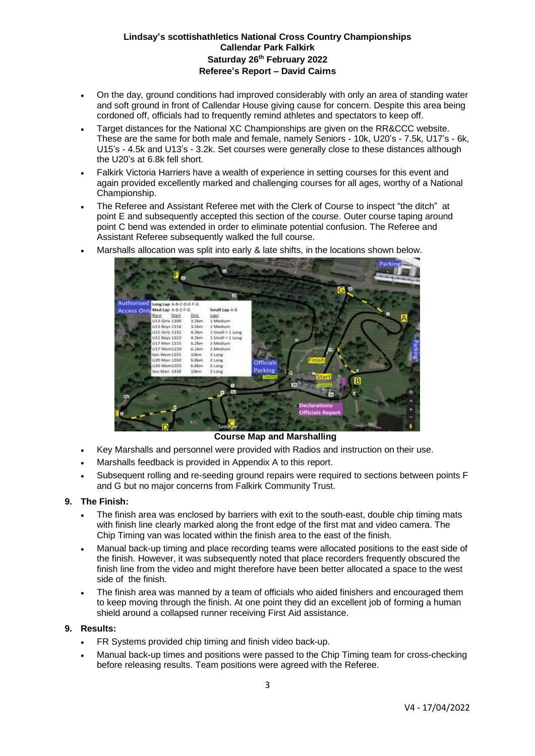**Lindsay's scottishathletics National Cross Country Championships**
**Callendar Park Falkirk**
**Saturday 26th February 2022**
**Referee's Report – David Cairns**

- On the day, ground conditions had improved considerably with only an area of standing water and soft ground in front of Callendar House giving cause for concern. Despite this area being cordoned off, officials had to frequently remind athletes and spectators to keep off.
- Target distances for the National XC Championships are given on the RR&CCC website. These are the same for both male and female, namely Seniors - 10k, U20's - 7.5k, U17's - 6k, U15's - 4.5k and U13's - 3.2k. Set courses were generally close to these distances although the U20's at 6.8k fell short.
- Falkirk Victoria Harriers have a wealth of experience in setting courses for this event and again provided excellently marked and challenging courses for all ages, worthy of a National Championship.
- The Referee and Assistant Referee met with the Clerk of Course to inspect "the ditch" at point E and subsequently accepted this section of the course. Outer course taping around point C bend was extended in order to eliminate potential confusion. The Referee and Assistant Referee subsequently walked the full course.
- Marshalls allocation was split into early & late shifts, in the locations shown below.

**Course Map and Marshalling**

- Key Marshalls and personnel were provided with Radios and instruction on their use.
- Marshalls feedback is provided in Appendix A to this report.
- Subsequent rolling and re-seeding ground repairs were required to sections between points F and G but no major concerns from Falkirk Community Trust.

## 9. The Finish:

- The finish area was enclosed by barriers with exit to the south-east, double chip timing mats with finish line clearly marked along the front edge of the first mat and video camera. The Chip Timing van was located within the finish area to the east of the finish.
- Manual back-up timing and place recording teams were allocated positions to the east side of the finish. However, it was subsequently noted that place recorders frequently obscured the finish line from the video and might therefore have been better allocated a space to the west side of the finish.
- The finish area was manned by a team of officials who aided finishers and encouraged them to keep moving through the finish. At one point they did an excellent job of forming a human shield around a collapsed runner receiving First Aid assistance.

## 9. Results:

- FR Systems provided chip timing and finish video back-up.
- Manual back-up times and positions were passed to the Chip Timing team for cross-checking before releasing results. Team positions were agreed with the Referee.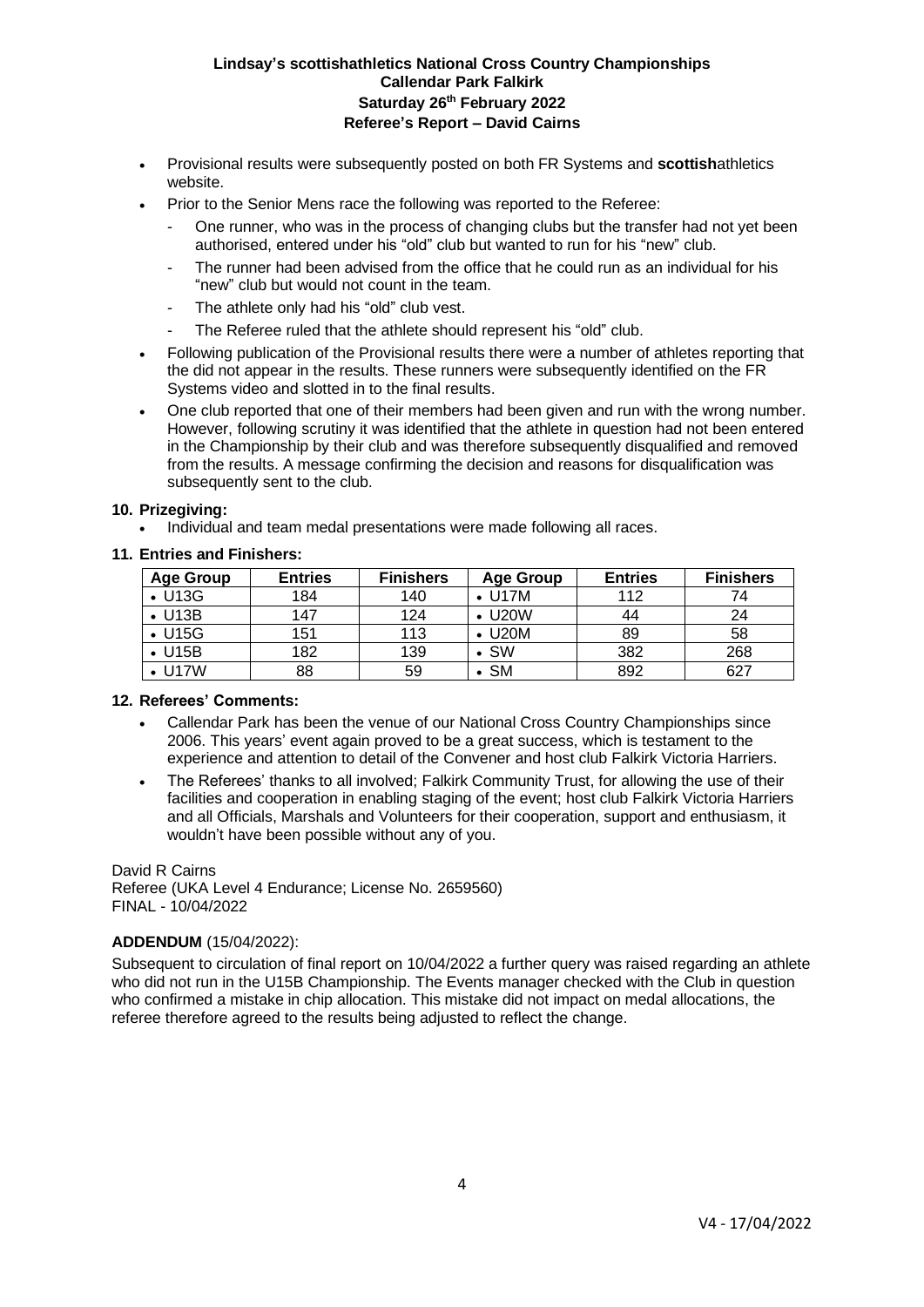**Lindsay's scottishathletics National Cross Country Championships**
**Callendar Park Falkirk**
**Saturday 26th February 2022**
**Referee's Report – David Cairns**

- Provisional results were subsequently posted on both FR Systems and **scottish**athletics website.
- Prior to the Senior Mens race the following was reported to the Referee:
  - One runner, who was in the process of changing clubs but the transfer had not yet been authorised, entered under his "old" club but wanted to run for his "new" club.
  - The runner had been advised from the office that he could run as an individual for his "new" club but would not count in the team.
  - The athlete only had his "old" club vest.
  - The Referee ruled that the athlete should represent his "old" club.
- Following publication of the Provisional results there were a number of athletes reporting that the did not appear in the results. These runners were subsequently identified on the FR Systems video and slotted in to the final results.
- One club reported that one of their members had been given and run with the wrong number. However, following scrutiny it was identified that the athlete in question had not been entered in the Championship by their club and was therefore subsequently disqualified and removed from the results. A message confirming the decision and reasons for disqualification was subsequently sent to the club.

**10. Prizegiving:**

- Individual and team medal presentations were made following all races.

**11. Entries and Finishers:**

| Age Group | Entries | Finishers | Age Group | Entries | Finishers |
|---|---|---|---|---|---|
| • U13G | 184 | 140 | • U17M | 112 | 74 |
| • U13B | 147 | 124 | • U20W | 44 | 24 |
| • U15G | 151 | 113 | • U20M | 89 | 58 |
| • U15B | 182 | 139 | • SW | 382 | 268 |
| • U17W | 88 | 59 | • SM | 892 | 627 |

**12. Referees' Comments:**

- Callendar Park has been the venue of our National Cross Country Championships since 2006. This years' event again proved to be a great success, which is testament to the experience and attention to detail of the Convener and host club Falkirk Victoria Harriers.
- The Referees' thanks to all involved; Falkirk Community Trust, for allowing the use of their facilities and cooperation in enabling staging of the event; host club Falkirk Victoria Harriers and all Officials, Marshals and Volunteers for their cooperation, support and enthusiasm, it wouldn't have been possible without any of you.

David R Cairns
Referee (UKA Level 4 Endurance; License No. 2659560)
FINAL - 10/04/2022

**ADDENDUM** (15/04/2022):

Subsequent to circulation of final report on 10/04/2022 a further query was raised regarding an athlete who did not run in the U15B Championship. The Events manager checked with the Club in question who confirmed a mistake in chip allocation. This mistake did not impact on medal allocations, the referee therefore agreed to the results being adjusted to reflect the change.

V4 - 17/04/2022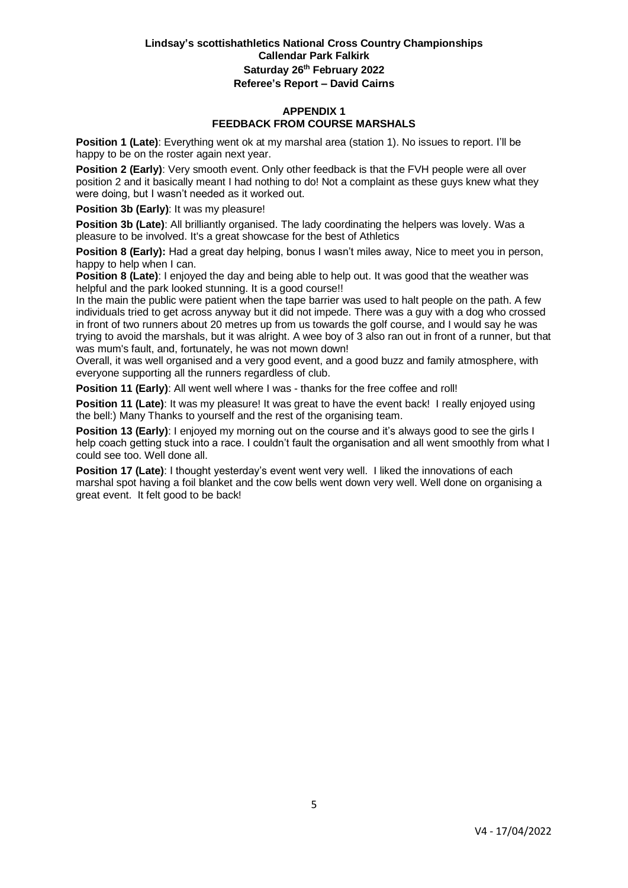**Lindsay's scottishathletics National Cross Country Championships**
**Callendar Park Falkirk**
**Saturday 26th February 2022**
**Referee's Report – David Cairns**

## APPENDIX 1
## FEEDBACK FROM COURSE MARSHALS

**Position 1 (Late)**: Everything went ok at my marshal area (station 1). No issues to report. I'll be happy to be on the roster again next year.

**Position 2 (Early)**: Very smooth event. Only other feedback is that the FVH people were all over position 2 and it basically meant I had nothing to do! Not a complaint as these guys knew what they were doing, but I wasn't needed as it worked out.

**Position 3b (Early)**: It was my pleasure!

**Position 3b (Late)**: All brilliantly organised. The lady coordinating the helpers was lovely. Was a pleasure to be involved. It's a great showcase for the best of Athletics

**Position 8 (Early):** Had a great day helping, bonus I wasn't miles away, Nice to meet you in person, happy to help when I can.

**Position 8 (Late)**: I enjoyed the day and being able to help out. It was good that the weather was helpful and the park looked stunning. It is a good course!!

In the main the public were patient when the tape barrier was used to halt people on the path. A few individuals tried to get across anyway but it did not impede. There was a guy with a dog who crossed in front of two runners about 20 metres up from us towards the golf course, and I would say he was trying to avoid the marshals, but it was alright. A wee boy of 3 also ran out in front of a runner, but that was mum's fault, and, fortunately, he was not mown down!

Overall, it was well organised and a very good event, and a good buzz and family atmosphere, with everyone supporting all the runners regardless of club.

**Position 11 (Early)**: All went well where I was - thanks for the free coffee and roll!

**Position 11 (Late)**: It was my pleasure! It was great to have the event back! I really enjoyed using the bell:) Many Thanks to yourself and the rest of the organising team.

**Position 13 (Early)**: I enjoyed my morning out on the course and it's always good to see the girls I help coach getting stuck into a race. I couldn't fault the organisation and all went smoothly from what I could see too. Well done all.

**Position 17 (Late)**: I thought yesterday's event went very well. I liked the innovations of each marshal spot having a foil blanket and the cow bells went down very well. Well done on organising a great event. It felt good to be back!